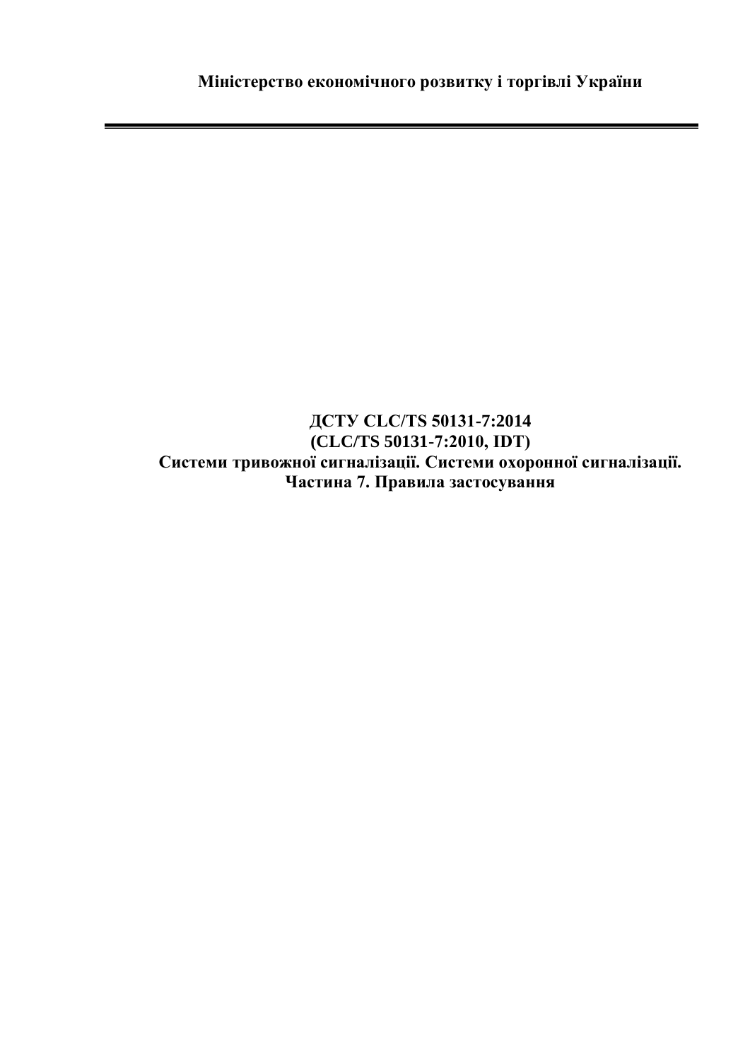**Міністерство економічного розвитку і торгівлі України**

---

# ДСТУ CLC/TS 50131-7:2014
# (CLC/TS 50131-7:2010, IDT)
# Системи тривожної сигналізації. Системи охоронної сигналізації. Частина 7. Правила застосування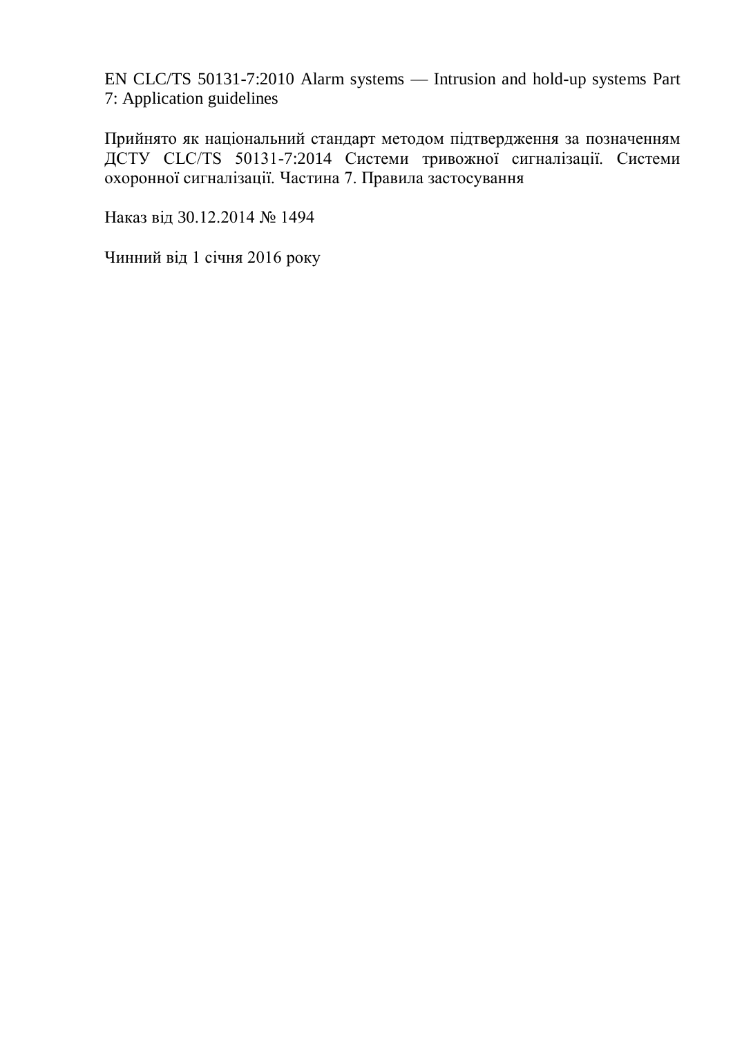EN CLC/TS 50131-7:2010 Alarm systems — Intrusion and hold-up systems Part 7: Application guidelines

Прийнято як національний стандарт методом підтвердження за позначенням ДСТУ CLC/TS 50131-7:2014 Системи тривожної сигналізації. Системи охоронної сигналізації. Частина 7. Правила застосування

Наказ від 30.12.2014 № 1494

Чинний від 1 січня 2016 року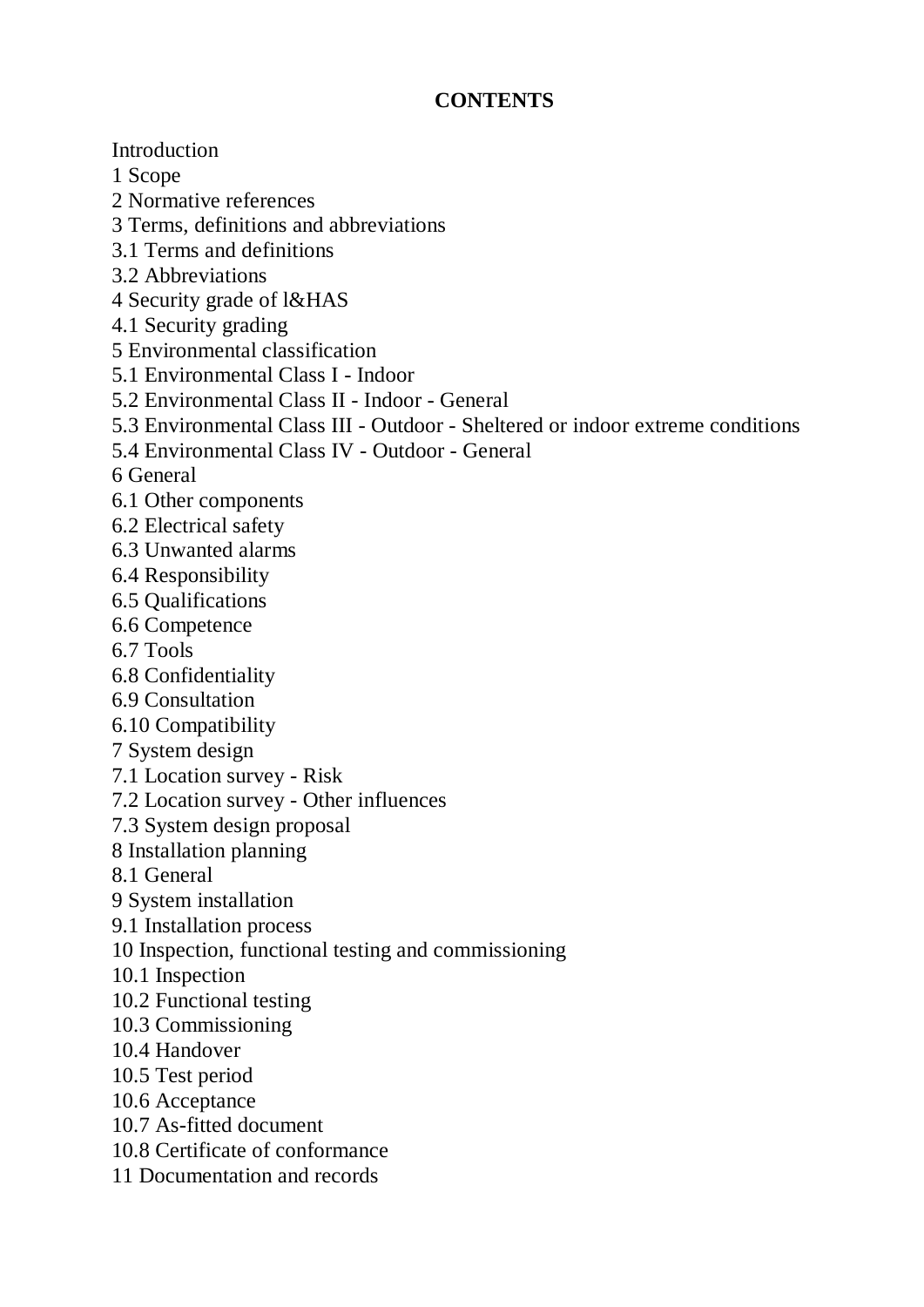**CONTENTS**

Introduction
1 Scope
2 Normative references
3 Terms, definitions and abbreviations
3.1 Terms and definitions
3.2 Abbreviations
4 Security grade of l&HAS
4.1 Security grading
5 Environmental classification
5.1 Environmental Class I - Indoor
5.2 Environmental Class II - Indoor - General
5.3 Environmental Class III - Outdoor - Sheltered or indoor extreme conditions
5.4 Environmental Class IV - Outdoor - General
6 General
6.1 Other components
6.2 Electrical safety
6.3 Unwanted alarms
6.4 Responsibility
6.5 Qualifications
6.6 Competence
6.7 Tools
6.8 Confidentiality
6.9 Consultation
6.10 Compatibility
7 System design
7.1 Location survey - Risk
7.2 Location survey - Other influences
7.3 System design proposal
8 Installation planning
8.1 General
9 System installation
9.1 Installation process
10 Inspection, functional testing and commissioning
10.1 Inspection
10.2 Functional testing
10.3 Commissioning
10.4 Handover
10.5 Test period
10.6 Acceptance
10.7 As-fitted document
10.8 Certificate of conformance
11 Documentation and records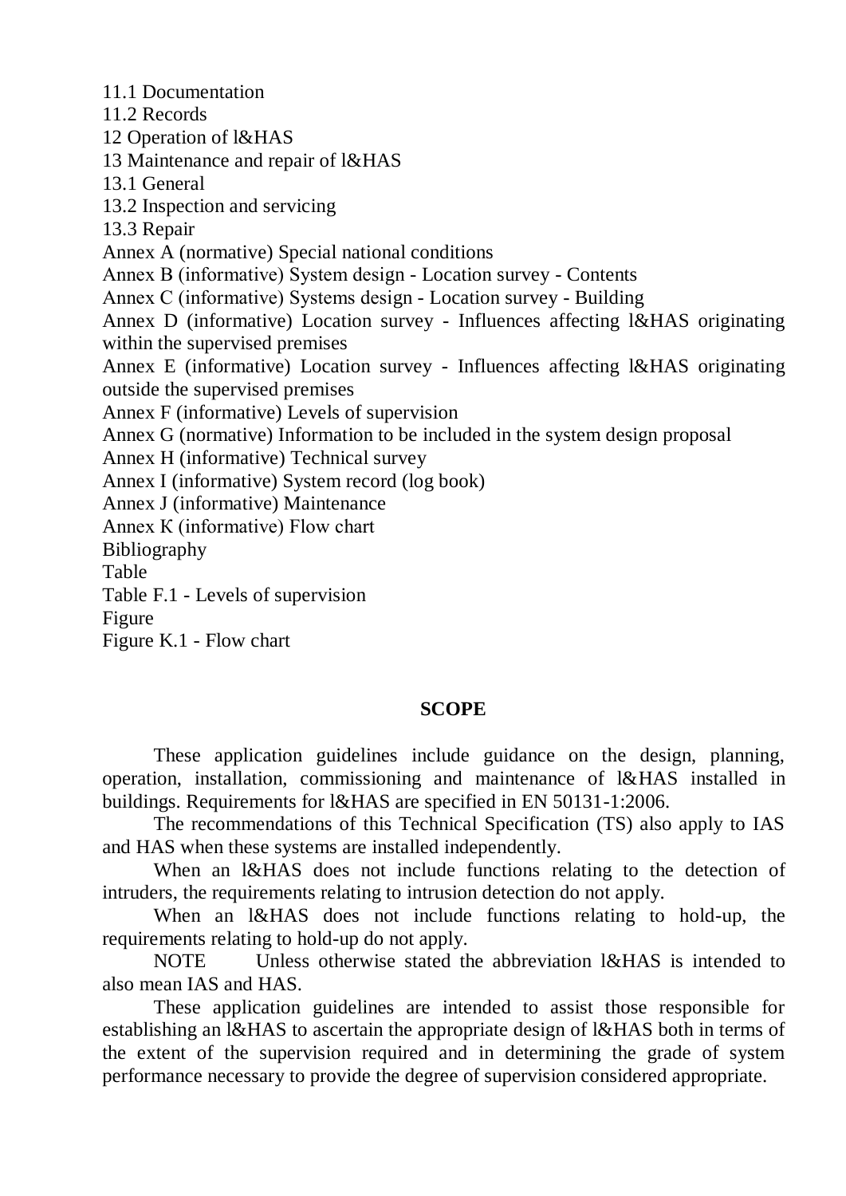11.1 Documentation
11.2 Records
12 Operation of I&HAS
13 Maintenance and repair of I&HAS
13.1 General
13.2 Inspection and servicing
13.3 Repair
Annex A (normative) Special national conditions
Annex B (informative) System design - Location survey - Contents
Annex C (informative) Systems design - Location survey - Building
Annex D (informative) Location survey - Influences affecting I&HAS originating within the supervised premises
Annex E (informative) Location survey - Influences affecting I&HAS originating outside the supervised premises
Annex F (informative) Levels of supervision
Annex G (normative) Information to be included in the system design proposal
Annex H (informative) Technical survey
Annex I (informative) System record (log book)
Annex J (informative) Maintenance
Annex K (informative) Flow chart
Bibliography
Table
Table F.1 - Levels of supervision
Figure
Figure K.1 - Flow chart

## SCOPE

These application guidelines include guidance on the design, planning, operation, installation, commissioning and maintenance of I&HAS installed in buildings. Requirements for I&HAS are specified in EN 50131-1:2006.

The recommendations of this Technical Specification (TS) also apply to IAS and HAS when these systems are installed independently.

When an I&HAS does not include functions relating to the detection of intruders, the requirements relating to intrusion detection do not apply.

When an I&HAS does not include functions relating to hold-up, the requirements relating to hold-up do not apply.

NOTE Unless otherwise stated the abbreviation I&HAS is intended to also mean IAS and HAS.

These application guidelines are intended to assist those responsible for establishing an I&HAS to ascertain the appropriate design of I&HAS both in terms of the extent of the supervision required and in determining the grade of system performance necessary to provide the degree of supervision considered appropriate.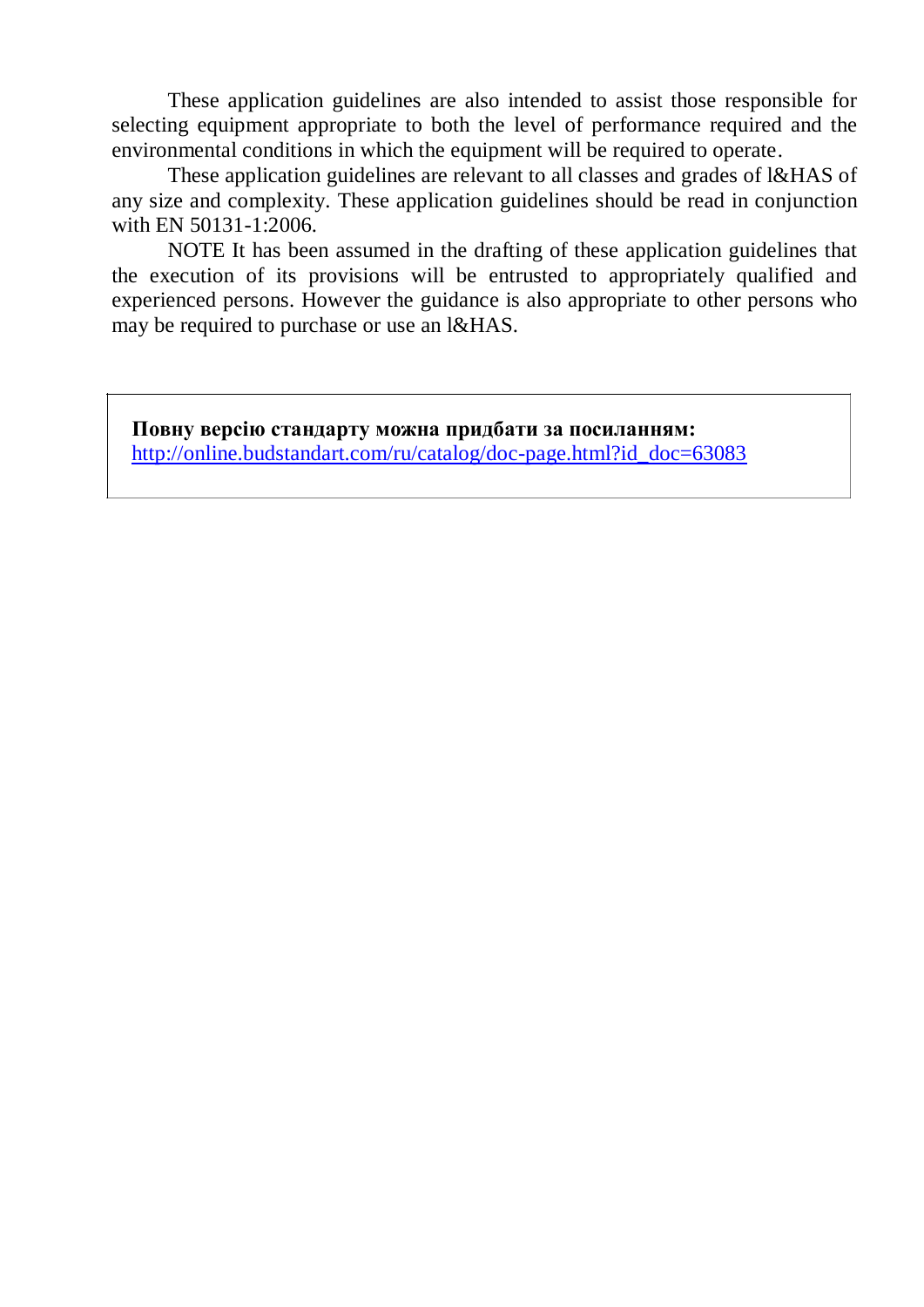These application guidelines are also intended to assist those responsible for selecting equipment appropriate to both the level of performance required and the environmental conditions in which the equipment will be required to operate.

These application guidelines are relevant to all classes and grades of I&HAS of any size and complexity. These application guidelines should be read in conjunction with EN 50131-1:2006.

NOTE It has been assumed in the drafting of these application guidelines that the execution of its provisions will be entrusted to appropriately qualified and experienced persons. However the guidance is also appropriate to other persons who may be required to purchase or use an I&HAS.

**Повну версію стандарту можна придбати за посиланням:**
http://online.budstandart.com/ru/catalog/doc-page.html?id_doc=63083